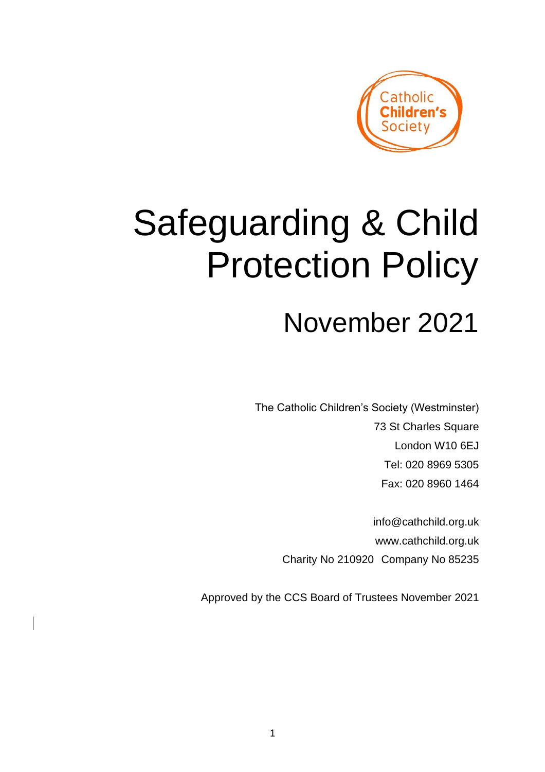Catholic **Children's** Society

# Safeguarding & Child Protection Policy

## November 2021

The Catholic Children's Society (Westminster)
73 St Charles Square
London W10 6EJ
Tel: 020 8969 5305
Fax: 020 8960 1464

info@cathchild.org.uk
www.cathchild.org.uk
Charity No 210920 Company No 85235

Approved by the CCS Board of Trustees November 2021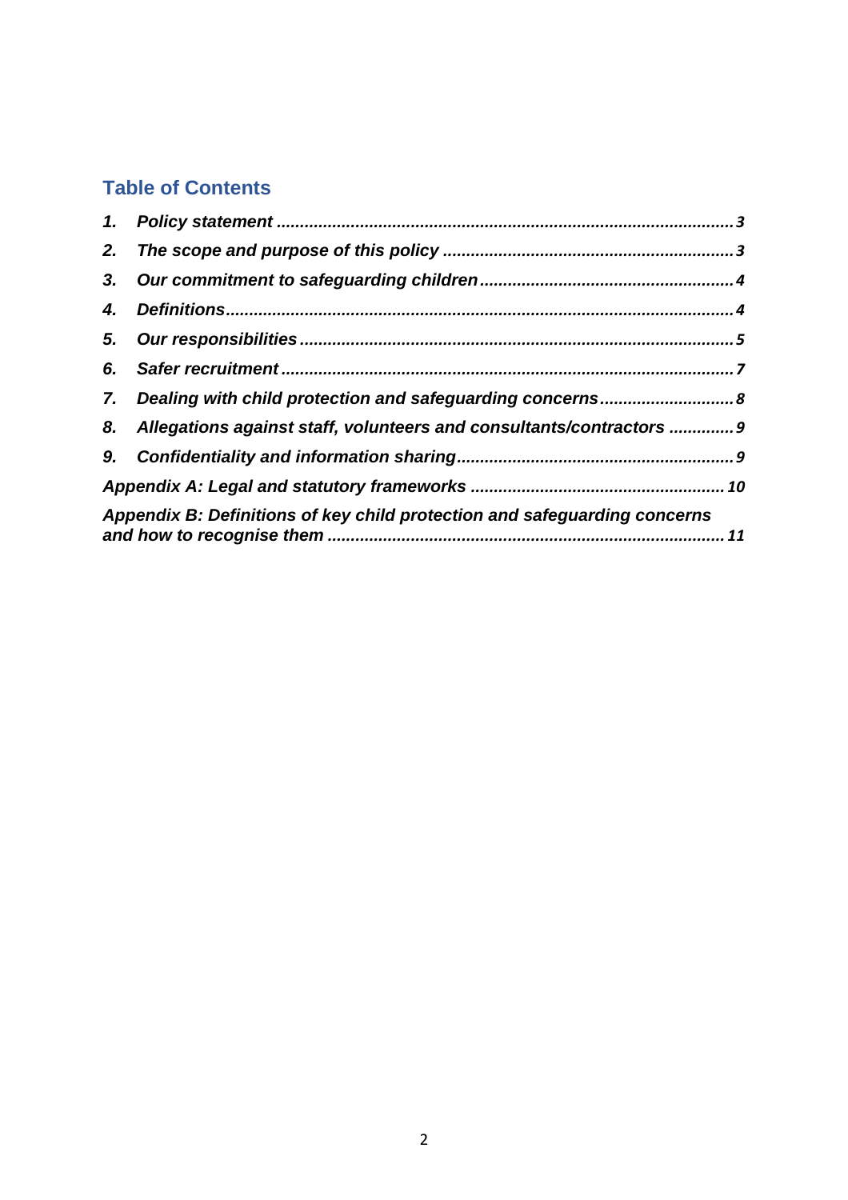## Table of Contents

1. *Policy statement* ........................................................................................ 3
2. *The scope and purpose of this policy* .............................................................. 3
3. *Our commitment to safeguarding children* ...................................................... 4
4. *Definitions* ................................................................................................. 4
5. *Our responsibilities* ..................................................................................... 5
6. *Safer recruitment* ........................................................................................ 7
7. *Dealing with child protection and safeguarding concerns* ................................... 8
8. *Allegations against staff, volunteers and consultants/contractors* ........................ 9
9. *Confidentiality and information sharing* ......................................................... 9

*Appendix A: Legal and statutory frameworks* ...................................................... 10

*Appendix B: Definitions of key child protection and safeguarding concerns and how to recognise them* ..................................................................................... 11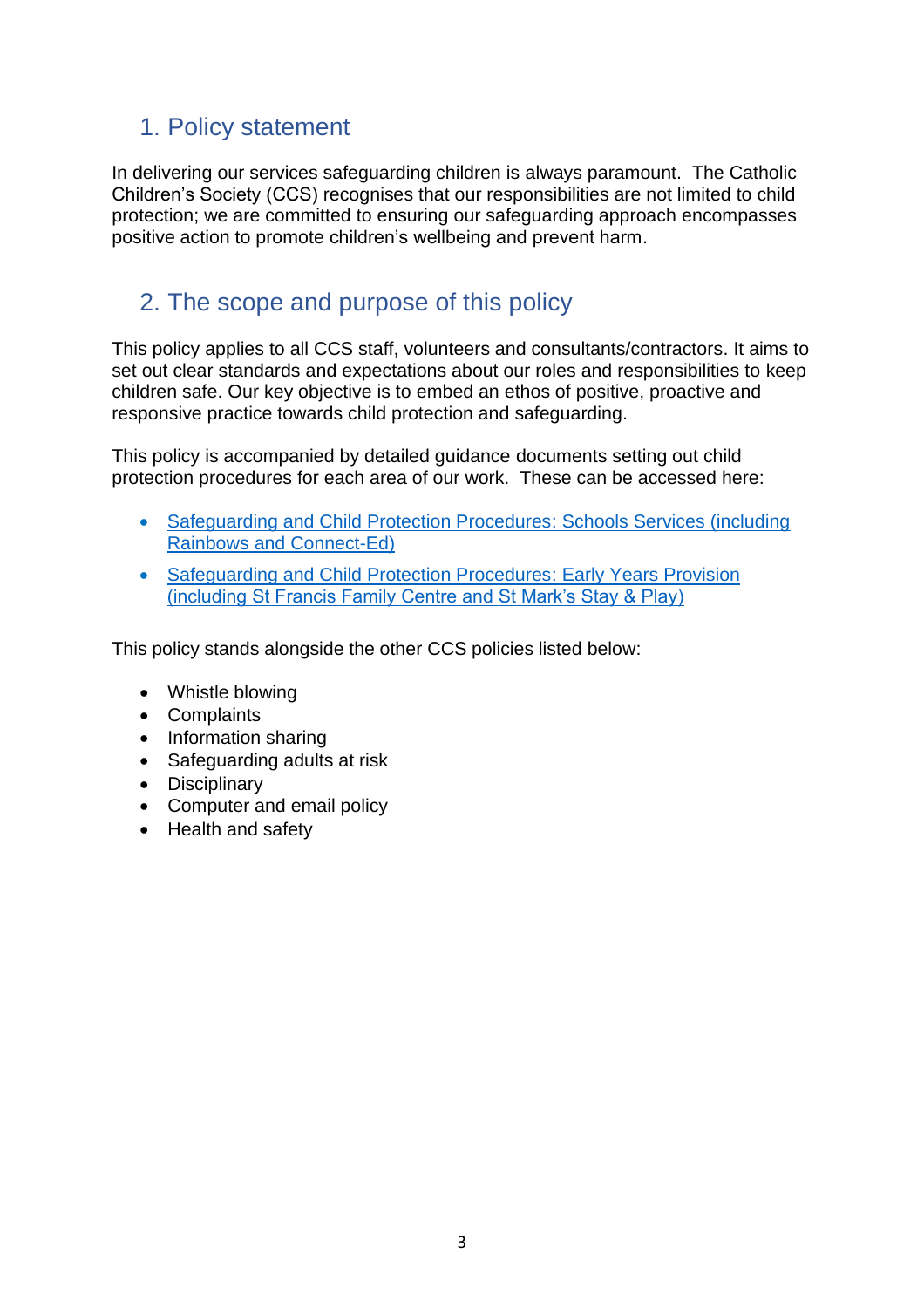## 1. Policy statement

In delivering our services safeguarding children is always paramount. The Catholic Children's Society (CCS) recognises that our responsibilities are not limited to child protection; we are committed to ensuring our safeguarding approach encompasses positive action to promote children's wellbeing and prevent harm.

## 2. The scope and purpose of this policy

This policy applies to all CCS staff, volunteers and consultants/contractors. It aims to set out clear standards and expectations about our roles and responsibilities to keep children safe. Our key objective is to embed an ethos of positive, proactive and responsive practice towards child protection and safeguarding.

This policy is accompanied by detailed guidance documents setting out child protection procedures for each area of our work. These can be accessed here:

- Safeguarding and Child Protection Procedures: Schools Services (including Rainbows and Connect-Ed)
- Safeguarding and Child Protection Procedures: Early Years Provision (including St Francis Family Centre and St Mark's Stay & Play)

This policy stands alongside the other CCS policies listed below:

- Whistle blowing
- Complaints
- Information sharing
- Safeguarding adults at risk
- Disciplinary
- Computer and email policy
- Health and safety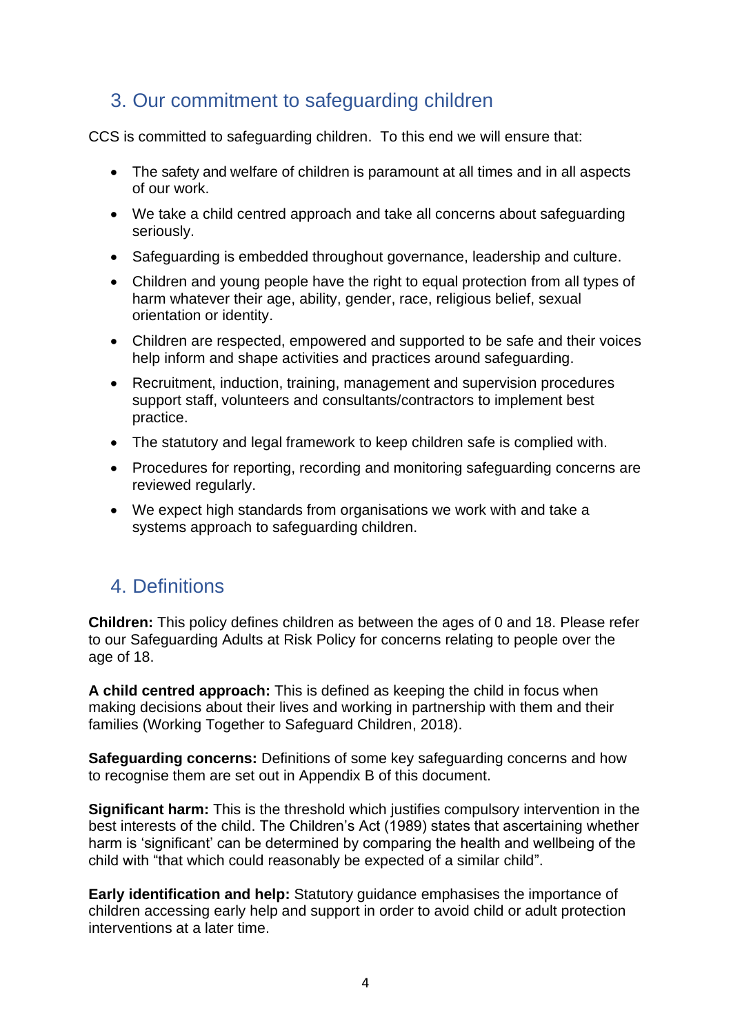## 3. Our commitment to safeguarding children

CCS is committed to safeguarding children. To this end we will ensure that:

- The safety and welfare of children is paramount at all times and in all aspects of our work.
- We take a child centred approach and take all concerns about safeguarding seriously.
- Safeguarding is embedded throughout governance, leadership and culture.
- Children and young people have the right to equal protection from all types of harm whatever their age, ability, gender, race, religious belief, sexual orientation or identity.
- Children are respected, empowered and supported to be safe and their voices help inform and shape activities and practices around safeguarding.
- Recruitment, induction, training, management and supervision procedures support staff, volunteers and consultants/contractors to implement best practice.
- The statutory and legal framework to keep children safe is complied with.
- Procedures for reporting, recording and monitoring safeguarding concerns are reviewed regularly.
- We expect high standards from organisations we work with and take a systems approach to safeguarding children.

## 4. Definitions

**Children:** This policy defines children as between the ages of 0 and 18. Please refer to our Safeguarding Adults at Risk Policy for concerns relating to people over the age of 18.

**A child centred approach:** This is defined as keeping the child in focus when making decisions about their lives and working in partnership with them and their families (Working Together to Safeguard Children, 2018).

**Safeguarding concerns:** Definitions of some key safeguarding concerns and how to recognise them are set out in Appendix B of this document.

**Significant harm:** This is the threshold which justifies compulsory intervention in the best interests of the child. The Children's Act (1989) states that ascertaining whether harm is 'significant' can be determined by comparing the health and wellbeing of the child with "that which could reasonably be expected of a similar child".

**Early identification and help:** Statutory guidance emphasises the importance of children accessing early help and support in order to avoid child or adult protection interventions at a later time.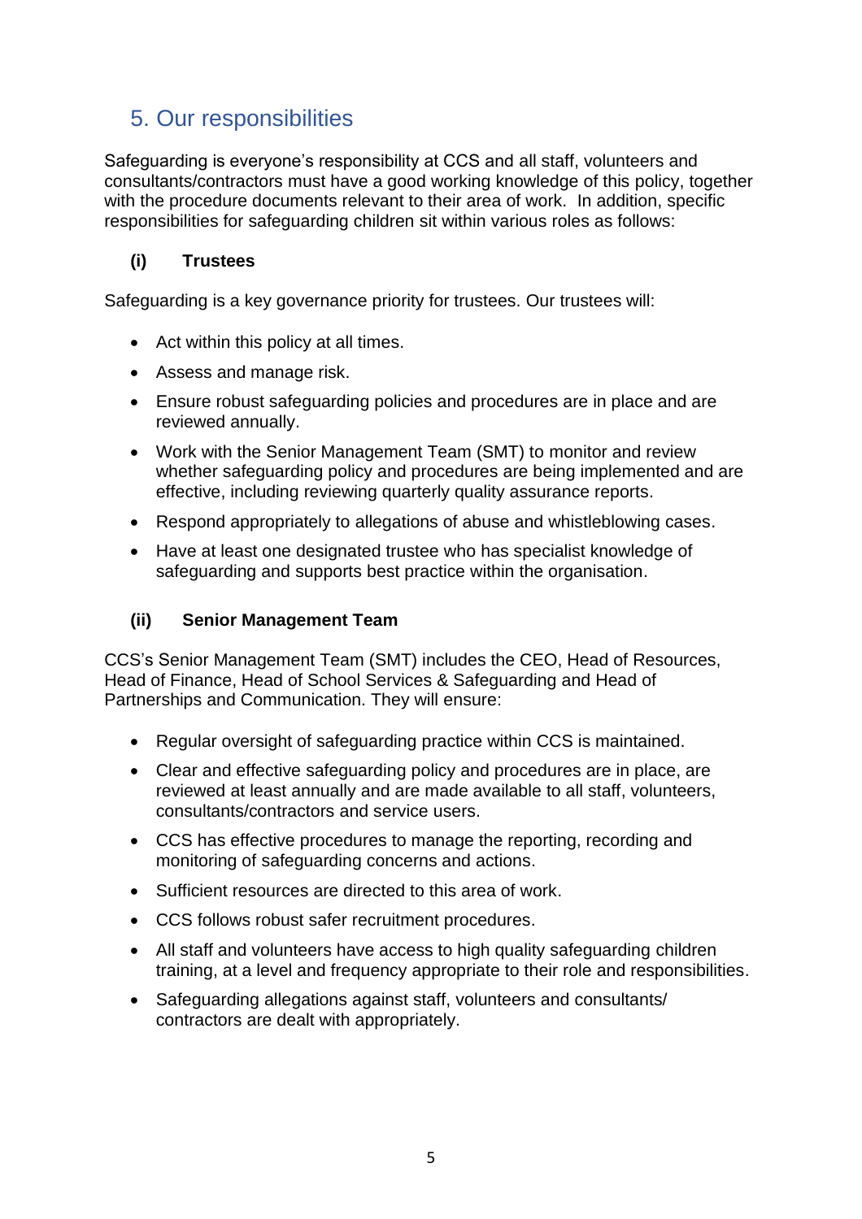## 5. Our responsibilities

Safeguarding is everyone's responsibility at CCS and all staff, volunteers and consultants/contractors must have a good working knowledge of this policy, together with the procedure documents relevant to their area of work. In addition, specific responsibilities for safeguarding children sit within various roles as follows:

### (i) Trustees

Safeguarding is a key governance priority for trustees. Our trustees will:

- Act within this policy at all times.
- Assess and manage risk.
- Ensure robust safeguarding policies and procedures are in place and are reviewed annually.
- Work with the Senior Management Team (SMT) to monitor and review whether safeguarding policy and procedures are being implemented and are effective, including reviewing quarterly quality assurance reports.
- Respond appropriately to allegations of abuse and whistleblowing cases.
- Have at least one designated trustee who has specialist knowledge of safeguarding and supports best practice within the organisation.

### (ii) Senior Management Team

CCS's Senior Management Team (SMT) includes the CEO, Head of Resources, Head of Finance, Head of School Services & Safeguarding and Head of Partnerships and Communication. They will ensure:

- Regular oversight of safeguarding practice within CCS is maintained.
- Clear and effective safeguarding policy and procedures are in place, are reviewed at least annually and are made available to all staff, volunteers, consultants/contractors and service users.
- CCS has effective procedures to manage the reporting, recording and monitoring of safeguarding concerns and actions.
- Sufficient resources are directed to this area of work.
- CCS follows robust safer recruitment procedures.
- All staff and volunteers have access to high quality safeguarding children training, at a level and frequency appropriate to their role and responsibilities.
- Safeguarding allegations against staff, volunteers and consultants/ contractors are dealt with appropriately.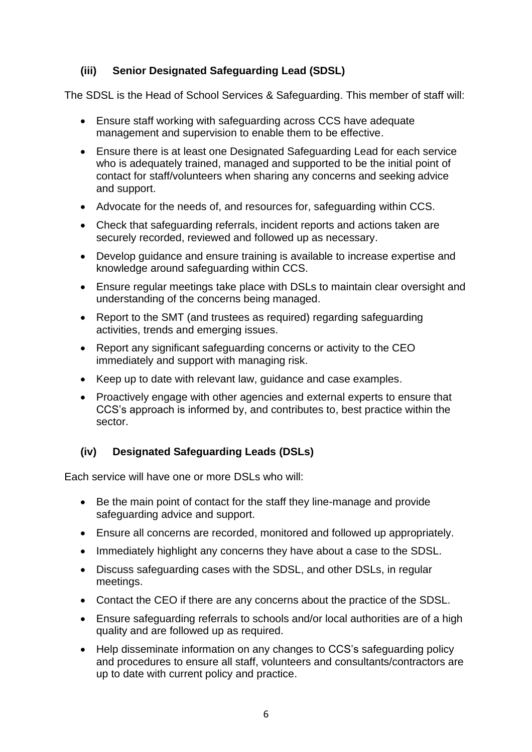### (iii) Senior Designated Safeguarding Lead (SDSL)

The SDSL is the Head of School Services & Safeguarding. This member of staff will:

- Ensure staff working with safeguarding across CCS have adequate management and supervision to enable them to be effective.
- Ensure there is at least one Designated Safeguarding Lead for each service who is adequately trained, managed and supported to be the initial point of contact for staff/volunteers when sharing any concerns and seeking advice and support.
- Advocate for the needs of, and resources for, safeguarding within CCS.
- Check that safeguarding referrals, incident reports and actions taken are securely recorded, reviewed and followed up as necessary.
- Develop guidance and ensure training is available to increase expertise and knowledge around safeguarding within CCS.
- Ensure regular meetings take place with DSLs to maintain clear oversight and understanding of the concerns being managed.
- Report to the SMT (and trustees as required) regarding safeguarding activities, trends and emerging issues.
- Report any significant safeguarding concerns or activity to the CEO immediately and support with managing risk.
- Keep up to date with relevant law, guidance and case examples.
- Proactively engage with other agencies and external experts to ensure that CCS's approach is informed by, and contributes to, best practice within the sector.

### (iv) Designated Safeguarding Leads (DSLs)

Each service will have one or more DSLs who will:

- Be the main point of contact for the staff they line-manage and provide safeguarding advice and support.
- Ensure all concerns are recorded, monitored and followed up appropriately.
- Immediately highlight any concerns they have about a case to the SDSL.
- Discuss safeguarding cases with the SDSL, and other DSLs, in regular meetings.
- Contact the CEO if there are any concerns about the practice of the SDSL.
- Ensure safeguarding referrals to schools and/or local authorities are of a high quality and are followed up as required.
- Help disseminate information on any changes to CCS's safeguarding policy and procedures to ensure all staff, volunteers and consultants/contractors are up to date with current policy and practice.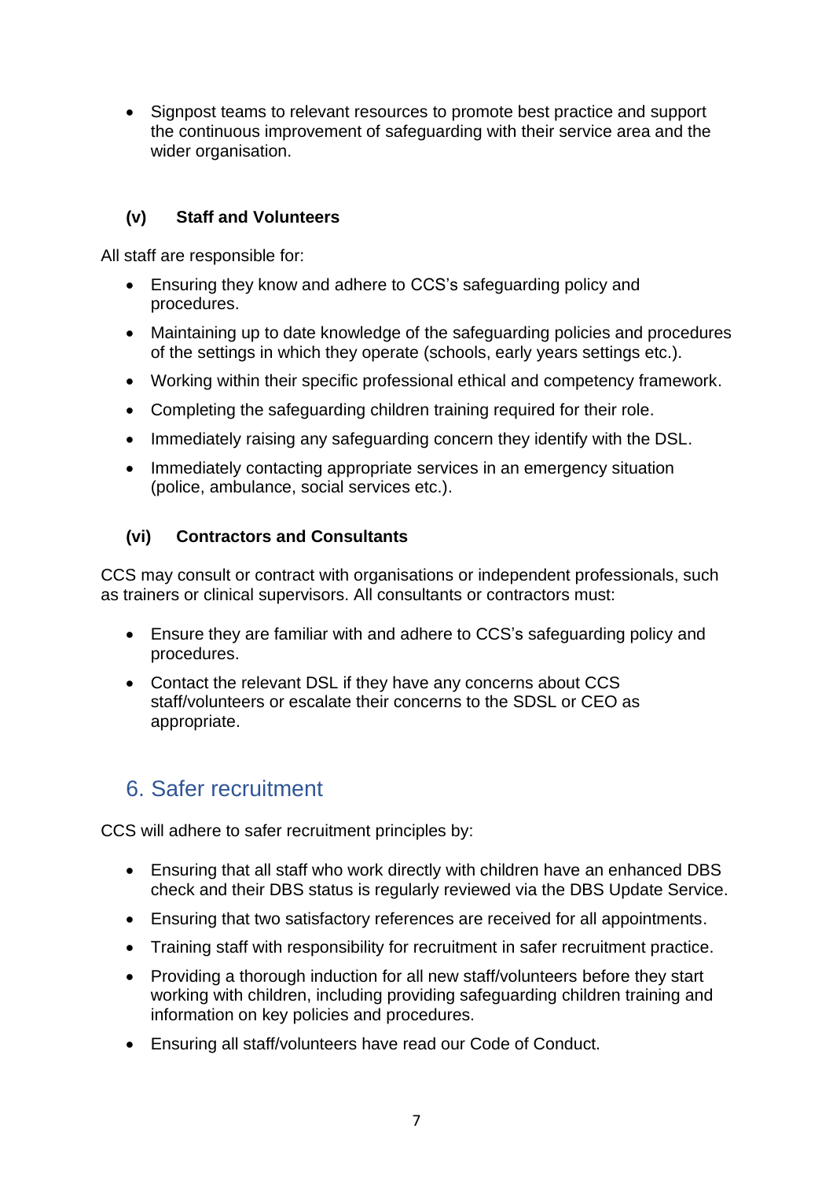- Signpost teams to relevant resources to promote best practice and support the continuous improvement of safeguarding with their service area and the wider organisation.

#### (v) Staff and Volunteers

All staff are responsible for:

- Ensuring they know and adhere to CCS's safeguarding policy and procedures.
- Maintaining up to date knowledge of the safeguarding policies and procedures of the settings in which they operate (schools, early years settings etc.).
- Working within their specific professional ethical and competency framework.
- Completing the safeguarding children training required for their role.
- Immediately raising any safeguarding concern they identify with the DSL.
- Immediately contacting appropriate services in an emergency situation (police, ambulance, social services etc.).

#### (vi) Contractors and Consultants

CCS may consult or contract with organisations or independent professionals, such as trainers or clinical supervisors. All consultants or contractors must:

- Ensure they are familiar with and adhere to CCS's safeguarding policy and procedures.
- Contact the relevant DSL if they have any concerns about CCS staff/volunteers or escalate their concerns to the SDSL or CEO as appropriate.

## 6. Safer recruitment

CCS will adhere to safer recruitment principles by:

- Ensuring that all staff who work directly with children have an enhanced DBS check and their DBS status is regularly reviewed via the DBS Update Service.
- Ensuring that two satisfactory references are received for all appointments.
- Training staff with responsibility for recruitment in safer recruitment practice.
- Providing a thorough induction for all new staff/volunteers before they start working with children, including providing safeguarding children training and information on key policies and procedures.
- Ensuring all staff/volunteers have read our Code of Conduct.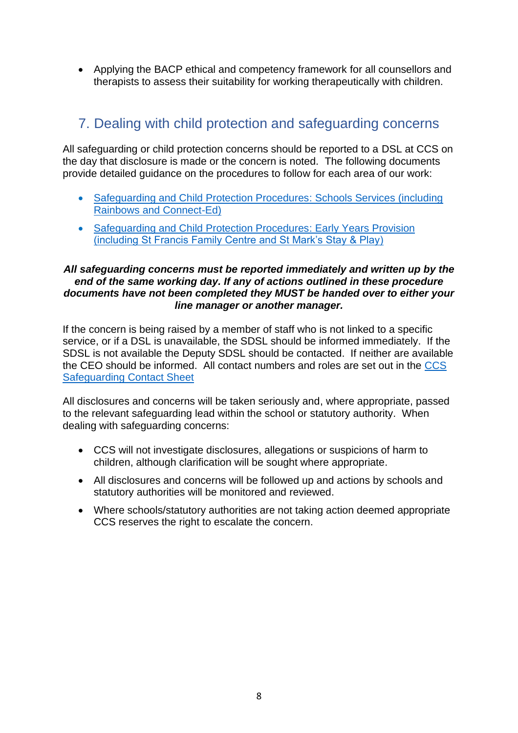- Applying the BACP ethical and competency framework for all counsellors and therapists to assess their suitability for working therapeutically with children.

## 7. Dealing with child protection and safeguarding concerns

All safeguarding or child protection concerns should be reported to a DSL at CCS on the day that disclosure is made or the concern is noted. The following documents provide detailed guidance on the procedures to follow for each area of our work:

- Safeguarding and Child Protection Procedures: Schools Services (including Rainbows and Connect-Ed)
- Safeguarding and Child Protection Procedures: Early Years Provision (including St Francis Family Centre and St Mark's Stay & Play)

***All safeguarding concerns must be reported immediately and written up by the end of the same working day. If any of actions outlined in these procedure documents have not been completed they MUST be handed over to either your line manager or another manager.***

If the concern is being raised by a member of staff who is not linked to a specific service, or if a DSL is unavailable, the SDSL should be informed immediately. If the SDSL is not available the Deputy SDSL should be contacted. If neither are available the CEO should be informed. All contact numbers and roles are set out in the CCS Safeguarding Contact Sheet

All disclosures and concerns will be taken seriously and, where appropriate, passed to the relevant safeguarding lead within the school or statutory authority. When dealing with safeguarding concerns:

- CCS will not investigate disclosures, allegations or suspicions of harm to children, although clarification will be sought where appropriate.
- All disclosures and concerns will be followed up and actions by schools and statutory authorities will be monitored and reviewed.
- Where schools/statutory authorities are not taking action deemed appropriate CCS reserves the right to escalate the concern.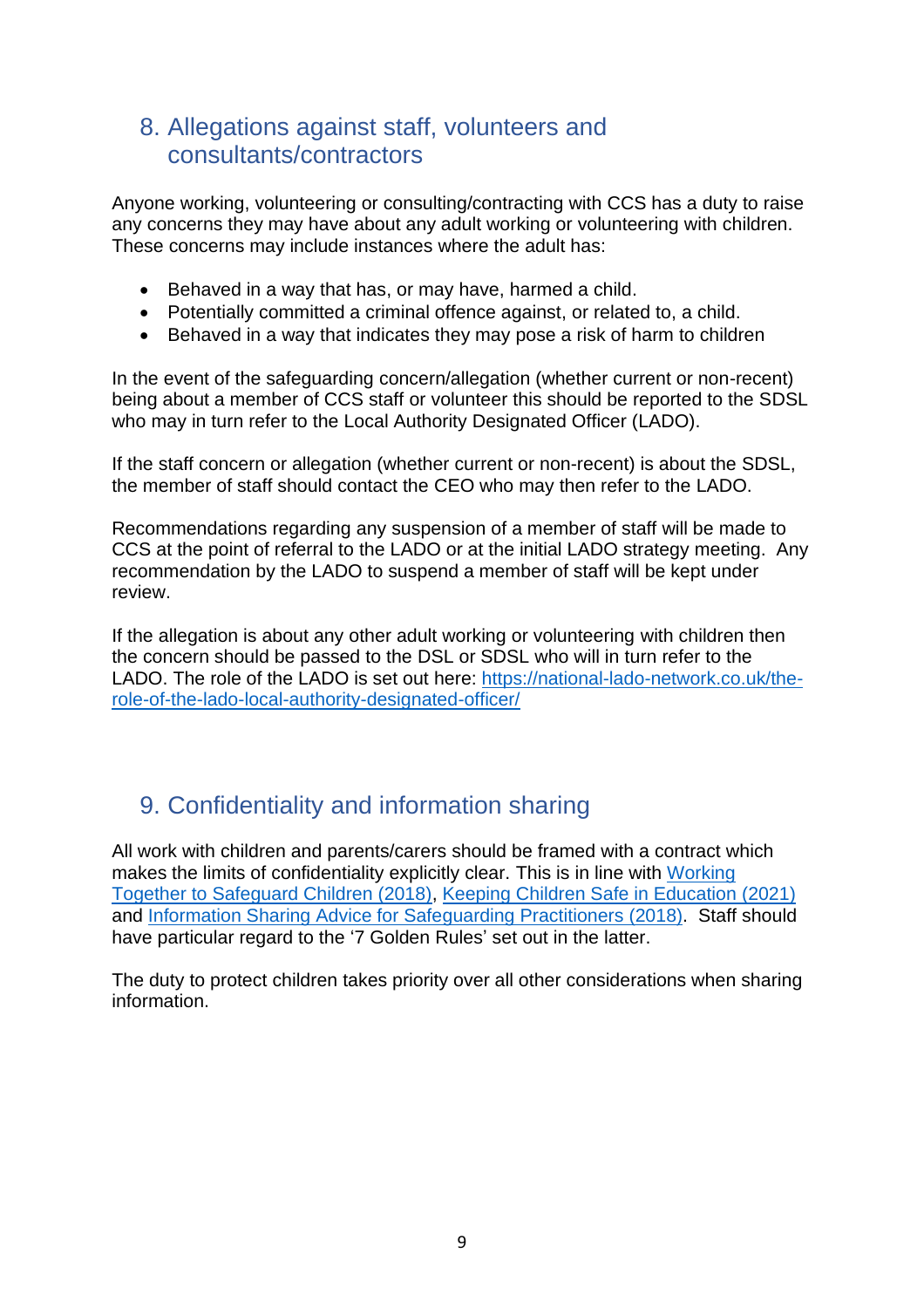## 8. Allegations against staff, volunteers and consultants/contractors

Anyone working, volunteering or consulting/contracting with CCS has a duty to raise any concerns they may have about any adult working or volunteering with children. These concerns may include instances where the adult has:

- Behaved in a way that has, or may have, harmed a child.
- Potentially committed a criminal offence against, or related to, a child.
- Behaved in a way that indicates they may pose a risk of harm to children

In the event of the safeguarding concern/allegation (whether current or non-recent) being about a member of CCS staff or volunteer this should be reported to the SDSL who may in turn refer to the Local Authority Designated Officer (LADO).

If the staff concern or allegation (whether current or non-recent) is about the SDSL, the member of staff should contact the CEO who may then refer to the LADO.

Recommendations regarding any suspension of a member of staff will be made to CCS at the point of referral to the LADO or at the initial LADO strategy meeting. Any recommendation by the LADO to suspend a member of staff will be kept under review.

If the allegation is about any other adult working or volunteering with children then the concern should be passed to the DSL or SDSL who will in turn refer to the LADO. The role of the LADO is set out here: [https://national-lado-network.co.uk/the-role-of-the-lado-local-authority-designated-officer/](https://national-lado-network.co.uk/the-role-of-the-lado-local-authority-designated-officer/)

## 9. Confidentiality and information sharing

All work with children and parents/carers should be framed with a contract which makes the limits of confidentiality explicitly clear. This is in line with Working Together to Safeguard Children (2018), Keeping Children Safe in Education (2021) and Information Sharing Advice for Safeguarding Practitioners (2018). Staff should have particular regard to the '7 Golden Rules' set out in the latter.

The duty to protect children takes priority over all other considerations when sharing information.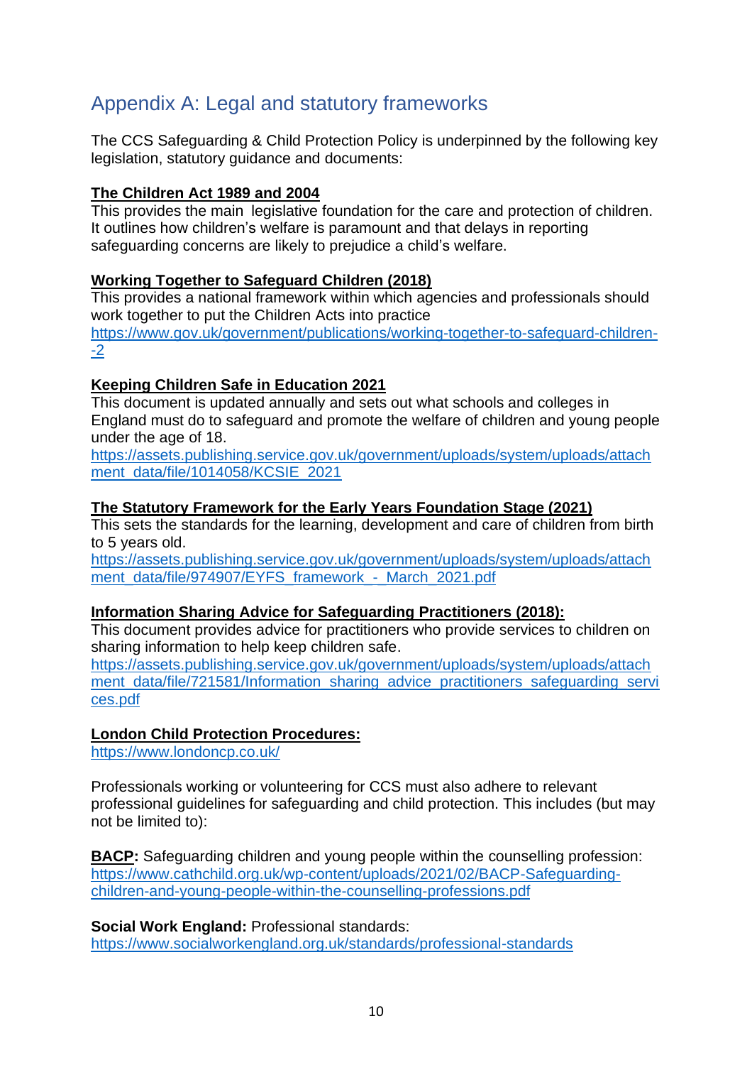## Appendix A: Legal and statutory frameworks

The CCS Safeguarding & Child Protection Policy is underpinned by the following key legislation, statutory guidance and documents:

**The Children Act 1989 and 2004**
This provides the main legislative foundation for the care and protection of children. It outlines how children's welfare is paramount and that delays in reporting safeguarding concerns are likely to prejudice a child's welfare.

**Working Together to Safeguard Children (2018)**
This provides a national framework within which agencies and professionals should work together to put the Children Acts into practice
https://www.gov.uk/government/publications/working-together-to-safeguard-children--2

**Keeping Children Safe in Education 2021**
This document is updated annually and sets out what schools and colleges in England must do to safeguard and promote the welfare of children and young people under the age of 18.
https://assets.publishing.service.gov.uk/government/uploads/system/uploads/attachment_data/file/1014058/KCSIE_2021

**The Statutory Framework for the Early Years Foundation Stage (2021)**
This sets the standards for the learning, development and care of children from birth to 5 years old.
https://assets.publishing.service.gov.uk/government/uploads/system/uploads/attachment_data/file/974907/EYFS_framework_-_March_2021.pdf

**Information Sharing Advice for Safeguarding Practitioners (2018):**
This document provides advice for practitioners who provide services to children on sharing information to help keep children safe.
https://assets.publishing.service.gov.uk/government/uploads/system/uploads/attachment_data/file/721581/Information_sharing_advice_practitioners_safeguarding_services.pdf

**London Child Protection Procedures:**
https://www.londoncp.co.uk/

Professionals working or volunteering for CCS must also adhere to relevant professional guidelines for safeguarding and child protection. This includes (but may not be limited to):

**BACP:** Safeguarding children and young people within the counselling profession:
https://www.cathchild.org.uk/wp-content/uploads/2021/02/BACP-Safeguarding-children-and-young-people-within-the-counselling-professions.pdf

**Social Work England:** Professional standards:
https://www.socialworkengland.org.uk/standards/professional-standards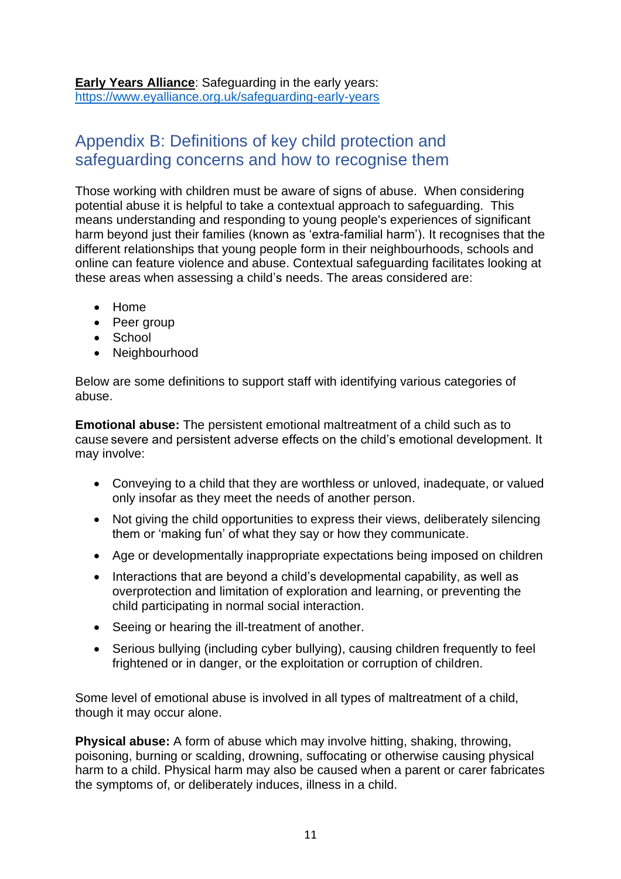**Early Years Alliance**: Safeguarding in the early years: https://www.eyalliance.org.uk/safeguarding-early-years

## Appendix B: Definitions of key child protection and safeguarding concerns and how to recognise them

Those working with children must be aware of signs of abuse. When considering potential abuse it is helpful to take a contextual approach to safeguarding. This means understanding and responding to young people's experiences of significant harm beyond just their families (known as 'extra-familial harm'). It recognises that the different relationships that young people form in their neighbourhoods, schools and online can feature violence and abuse. Contextual safeguarding facilitates looking at these areas when assessing a child's needs. The areas considered are:

- Home
- Peer group
- School
- Neighbourhood

Below are some definitions to support staff with identifying various categories of abuse.

**Emotional abuse:** The persistent emotional maltreatment of a child such as to cause severe and persistent adverse effects on the child's emotional development. It may involve:

- Conveying to a child that they are worthless or unloved, inadequate, or valued only insofar as they meet the needs of another person.
- Not giving the child opportunities to express their views, deliberately silencing them or 'making fun' of what they say or how they communicate.
- Age or developmentally inappropriate expectations being imposed on children
- Interactions that are beyond a child's developmental capability, as well as overprotection and limitation of exploration and learning, or preventing the child participating in normal social interaction.
- Seeing or hearing the ill-treatment of another.
- Serious bullying (including cyber bullying), causing children frequently to feel frightened or in danger, or the exploitation or corruption of children.

Some level of emotional abuse is involved in all types of maltreatment of a child, though it may occur alone.

**Physical abuse:** A form of abuse which may involve hitting, shaking, throwing, poisoning, burning or scalding, drowning, suffocating or otherwise causing physical harm to a child. Physical harm may also be caused when a parent or carer fabricates the symptoms of, or deliberately induces, illness in a child.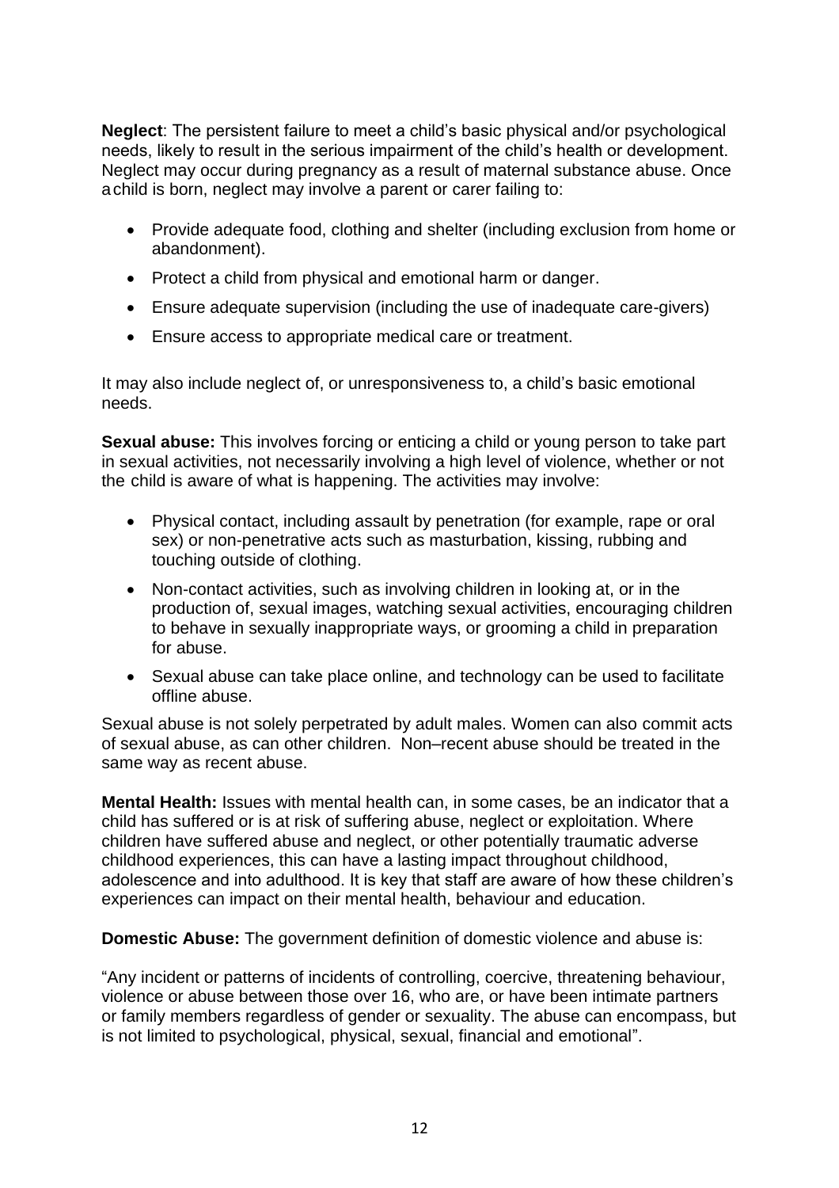**Neglect**: The persistent failure to meet a child's basic physical and/or psychological needs, likely to result in the serious impairment of the child's health or development. Neglect may occur during pregnancy as a result of maternal substance abuse. Once a child is born, neglect may involve a parent or carer failing to:

- Provide adequate food, clothing and shelter (including exclusion from home or abandonment).
- Protect a child from physical and emotional harm or danger.
- Ensure adequate supervision (including the use of inadequate care-givers)
- Ensure access to appropriate medical care or treatment.

It may also include neglect of, or unresponsiveness to, a child's basic emotional needs.

**Sexual abuse:** This involves forcing or enticing a child or young person to take part in sexual activities, not necessarily involving a high level of violence, whether or not the child is aware of what is happening. The activities may involve:

- Physical contact, including assault by penetration (for example, rape or oral sex) or non-penetrative acts such as masturbation, kissing, rubbing and touching outside of clothing.
- Non-contact activities, such as involving children in looking at, or in the production of, sexual images, watching sexual activities, encouraging children to behave in sexually inappropriate ways, or grooming a child in preparation for abuse.
- Sexual abuse can take place online, and technology can be used to facilitate offline abuse.

Sexual abuse is not solely perpetrated by adult males. Women can also commit acts of sexual abuse, as can other children. Non–recent abuse should be treated in the same way as recent abuse.

**Mental Health:** Issues with mental health can, in some cases, be an indicator that a child has suffered or is at risk of suffering abuse, neglect or exploitation. Where children have suffered abuse and neglect, or other potentially traumatic adverse childhood experiences, this can have a lasting impact throughout childhood, adolescence and into adulthood. It is key that staff are aware of how these children's experiences can impact on their mental health, behaviour and education.

**Domestic Abuse:** The government definition of domestic violence and abuse is:

"Any incident or patterns of incidents of controlling, coercive, threatening behaviour, violence or abuse between those over 16, who are, or have been intimate partners or family members regardless of gender or sexuality. The abuse can encompass, but is not limited to psychological, physical, sexual, financial and emotional".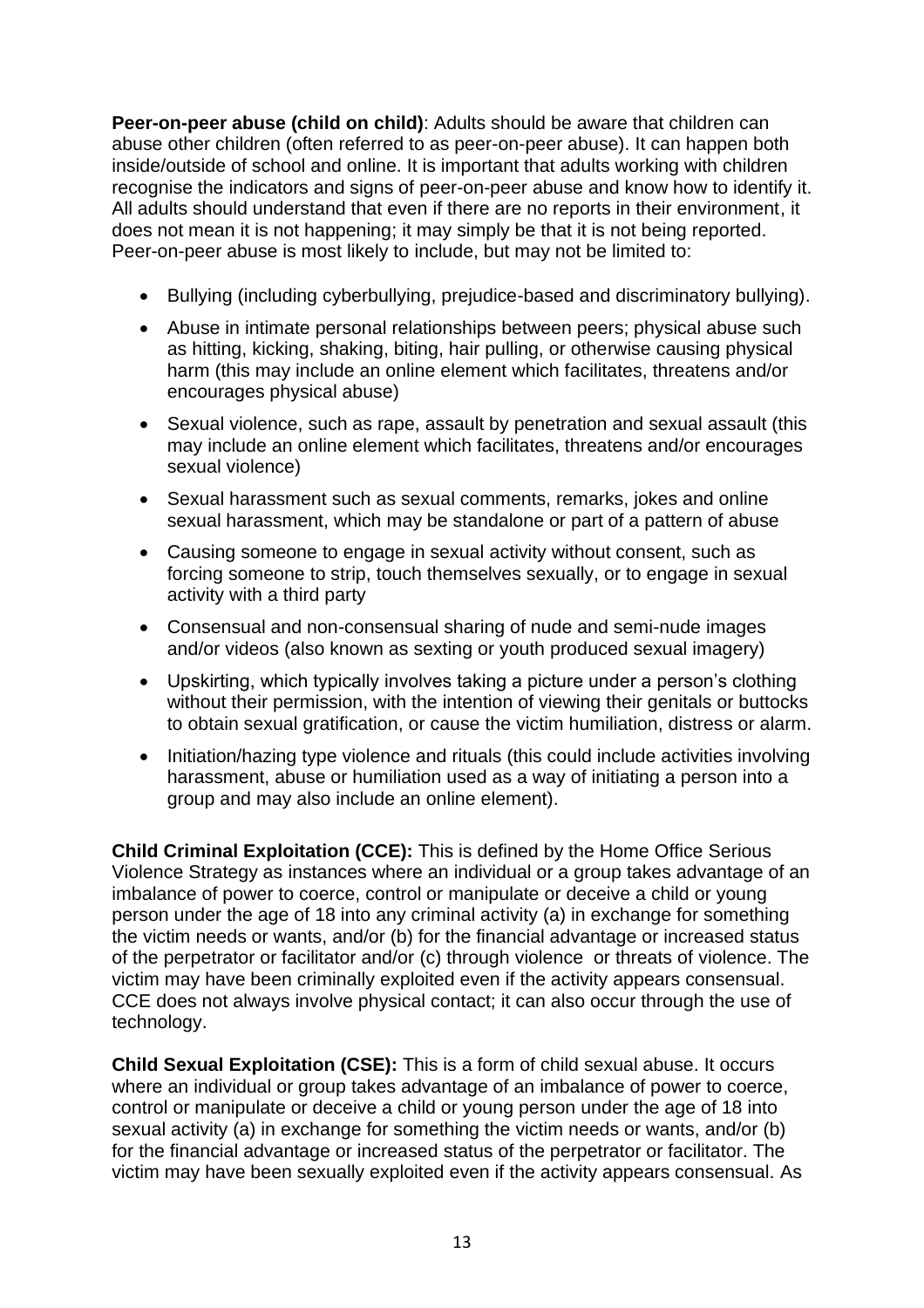**Peer-on-peer abuse (child on child)**: Adults should be aware that children can abuse other children (often referred to as peer-on-peer abuse). It can happen both inside/outside of school and online. It is important that adults working with children recognise the indicators and signs of peer-on-peer abuse and know how to identify it. All adults should understand that even if there are no reports in their environment, it does not mean it is not happening; it may simply be that it is not being reported. Peer-on-peer abuse is most likely to include, but may not be limited to:

- Bullying (including cyberbullying, prejudice-based and discriminatory bullying).
- Abuse in intimate personal relationships between peers; physical abuse such as hitting, kicking, shaking, biting, hair pulling, or otherwise causing physical harm (this may include an online element which facilitates, threatens and/or encourages physical abuse)
- Sexual violence, such as rape, assault by penetration and sexual assault (this may include an online element which facilitates, threatens and/or encourages sexual violence)
- Sexual harassment such as sexual comments, remarks, jokes and online sexual harassment, which may be standalone or part of a pattern of abuse
- Causing someone to engage in sexual activity without consent, such as forcing someone to strip, touch themselves sexually, or to engage in sexual activity with a third party
- Consensual and non-consensual sharing of nude and semi-nude images and/or videos (also known as sexting or youth produced sexual imagery)
- Upskirting, which typically involves taking a picture under a person's clothing without their permission, with the intention of viewing their genitals or buttocks to obtain sexual gratification, or cause the victim humiliation, distress or alarm.
- Initiation/hazing type violence and rituals (this could include activities involving harassment, abuse or humiliation used as a way of initiating a person into a group and may also include an online element).

**Child Criminal Exploitation (CCE):** This is defined by the Home Office Serious Violence Strategy as instances where an individual or a group takes advantage of an imbalance of power to coerce, control or manipulate or deceive a child or young person under the age of 18 into any criminal activity (a) in exchange for something the victim needs or wants, and/or (b) for the financial advantage or increased status of the perpetrator or facilitator and/or (c) through violence or threats of violence. The victim may have been criminally exploited even if the activity appears consensual. CCE does not always involve physical contact; it can also occur through the use of technology.

**Child Sexual Exploitation (CSE):** This is a form of child sexual abuse. It occurs where an individual or group takes advantage of an imbalance of power to coerce, control or manipulate or deceive a child or young person under the age of 18 into sexual activity (a) in exchange for something the victim needs or wants, and/or (b) for the financial advantage or increased status of the perpetrator or facilitator. The victim may have been sexually exploited even if the activity appears consensual. As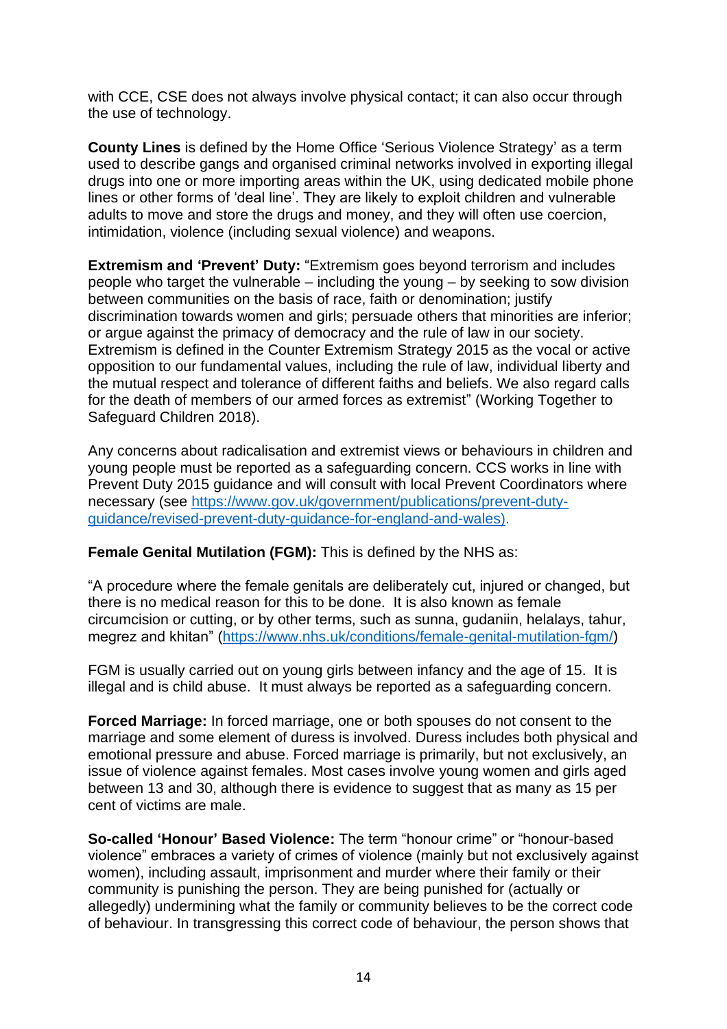with CCE, CSE does not always involve physical contact; it can also occur through the use of technology.

**County Lines** is defined by the Home Office 'Serious Violence Strategy' as a term used to describe gangs and organised criminal networks involved in exporting illegal drugs into one or more importing areas within the UK, using dedicated mobile phone lines or other forms of 'deal line'. They are likely to exploit children and vulnerable adults to move and store the drugs and money, and they will often use coercion, intimidation, violence (including sexual violence) and weapons.

**Extremism and 'Prevent' Duty:** "Extremism goes beyond terrorism and includes people who target the vulnerable – including the young – by seeking to sow division between communities on the basis of race, faith or denomination; justify discrimination towards women and girls; persuade others that minorities are inferior; or argue against the primacy of democracy and the rule of law in our society. Extremism is defined in the Counter Extremism Strategy 2015 as the vocal or active opposition to our fundamental values, including the rule of law, individual liberty and the mutual respect and tolerance of different faiths and beliefs. We also regard calls for the death of members of our armed forces as extremist" (Working Together to Safeguard Children 2018).

Any concerns about radicalisation and extremist views or behaviours in children and young people must be reported as a safeguarding concern. CCS works in line with Prevent Duty 2015 guidance and will consult with local Prevent Coordinators where necessary (see [https://www.gov.uk/government/publications/prevent-duty-guidance/revised-prevent-duty-guidance-for-england-and-wales](https://www.gov.uk/government/publications/prevent-duty-guidance/revised-prevent-duty-guidance-for-england-and-wales)).

**Female Genital Mutilation (FGM):** This is defined by the NHS as:

"A procedure where the female genitals are deliberately cut, injured or changed, but there is no medical reason for this to be done. It is also known as female circumcision or cutting, or by other terms, such as sunna, gudaniin, helalays, tahur, megrez and khitan" ([https://www.nhs.uk/conditions/female-genital-mutilation-fgm/](https://www.nhs.uk/conditions/female-genital-mutilation-fgm/))

FGM is usually carried out on young girls between infancy and the age of 15. It is illegal and is child abuse. It must always be reported as a safeguarding concern.

**Forced Marriage:** In forced marriage, one or both spouses do not consent to the marriage and some element of duress is involved. Duress includes both physical and emotional pressure and abuse. Forced marriage is primarily, but not exclusively, an issue of violence against females. Most cases involve young women and girls aged between 13 and 30, although there is evidence to suggest that as many as 15 per cent of victims are male.

**So-called 'Honour' Based Violence:** The term "honour crime" or "honour-based violence" embraces a variety of crimes of violence (mainly but not exclusively against women), including assault, imprisonment and murder where their family or their community is punishing the person. They are being punished for (actually or allegedly) undermining what the family or community believes to be the correct code of behaviour. In transgressing this correct code of behaviour, the person shows that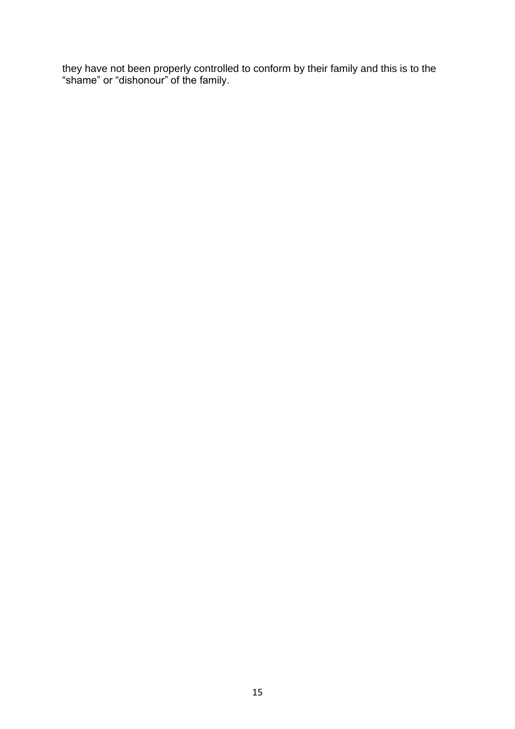they have not been properly controlled to conform by their family and this is to the "shame" or "dishonour" of the family.